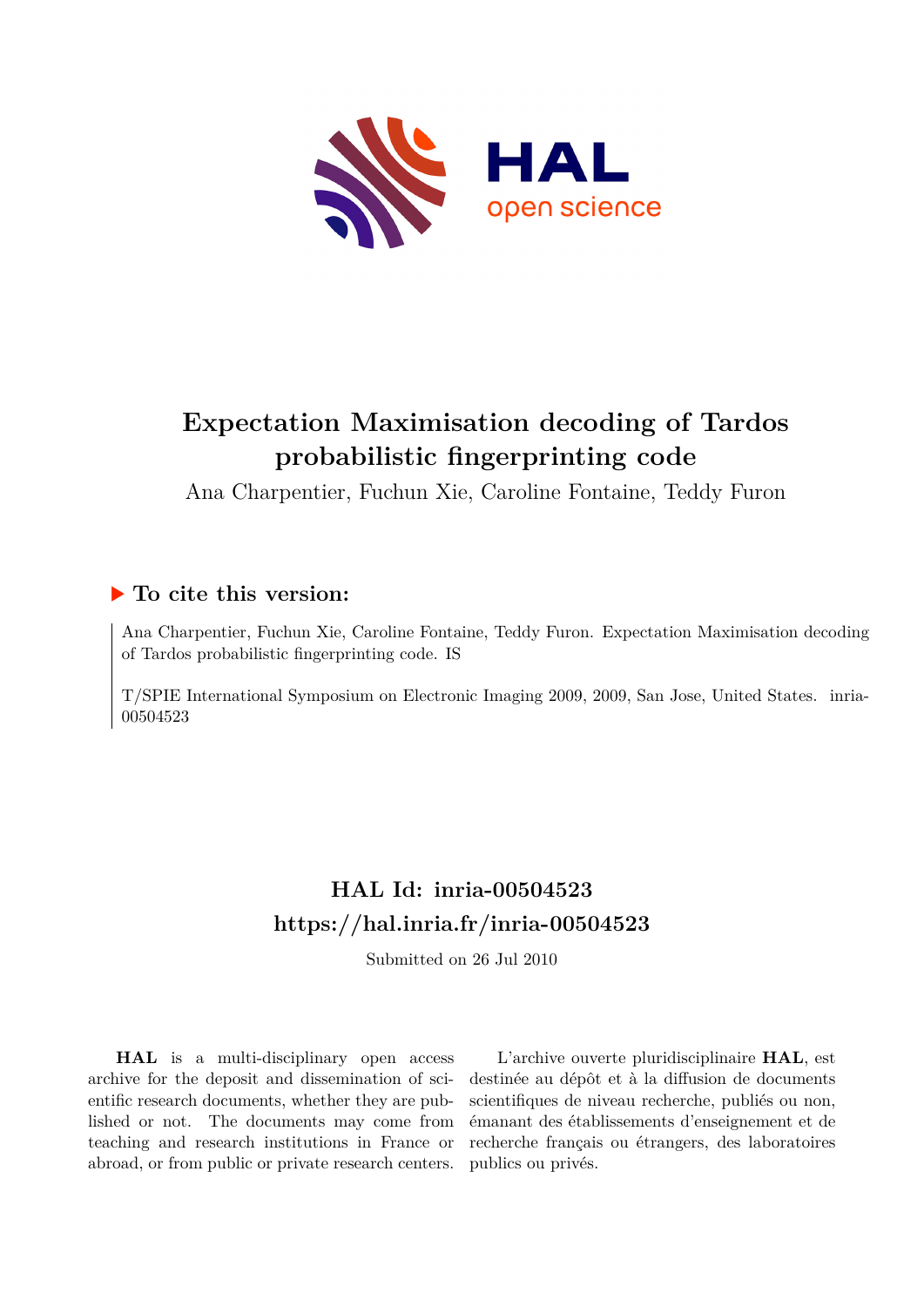# Expectation Maximisation decoding of Tardos probabilistic fingerprinting code

Ana Charpentier, Fuchun Xie, Caroline Fontaine, Teddy Furon

## ▶ To cite this version:

Ana Charpentier, Fuchun Xie, Caroline Fontaine, Teddy Furon. Expectation Maximisation decoding of Tardos probabilistic fingerprinting code. IS

T/SPIE International Symposium on Electronic Imaging 2009, 2009, San Jose, United States. inria-00504523

## HAL Id: inria-00504523
## https://hal.inria.fr/inria-00504523

Submitted on 26 Jul 2010

**HAL** is a multi-disciplinary open access archive for the deposit and dissemination of scientific research documents, whether they are published or not. The documents may come from teaching and research institutions in France or abroad, or from public or private research centers.

L'archive ouverte pluridisciplinaire **HAL**, est destinée au dépôt et à la diffusion de documents scientifiques de niveau recherche, publiés ou non, émanant des établissements d'enseignement et de recherche français ou étrangers, des laboratoires publics ou privés.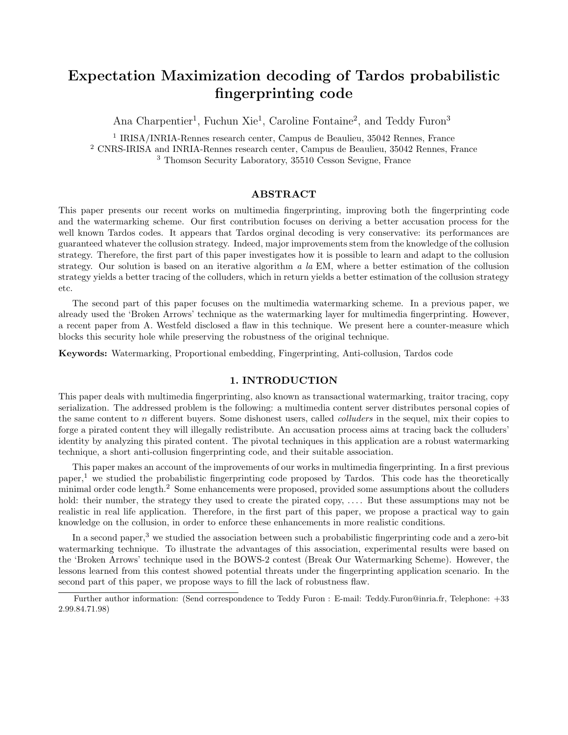# Expectation Maximization decoding of Tardos probabilistic fingerprinting code

Ana Charpentier[1], Fuchun Xie[1], Caroline Fontaine[2], and Teddy Furon[3]

[1] IRISA/INRIA-Rennes research center, Campus de Beaulieu, 35042 Rennes, France
[2] CNRS-IRISA and INRIA-Rennes research center, Campus de Beaulieu, 35042 Rennes, France
[3] Thomson Security Laboratory, 35510 Cesson Sevigne, France

## ABSTRACT

This paper presents our recent works on multimedia fingerprinting, improving both the fingerprinting code and the watermarking scheme. Our first contribution focuses on deriving a better accusation process for the well known Tardos codes. It appears that Tardos orginal decoding is very conservative: its performances are guaranteed whatever the collusion strategy. Indeed, major improvements stem from the knowledge of the collusion strategy. Therefore, the first part of this paper investigates how it is possible to learn and adapt to the collusion strategy. Our solution is based on an iterative algorithm *a la* EM, where a better estimation of the collusion strategy yields a better tracing of the colluders, which in return yields a better estimation of the collusion strategy etc.

The second part of this paper focuses on the multimedia watermarking scheme. In a previous paper, we already used the 'Broken Arrows' technique as the watermarking layer for multimedia fingerprinting. However, a recent paper from A. Westfeld disclosed a flaw in this technique. We present here a counter-measure which blocks this security hole while preserving the robustness of the original technique.

**Keywords:** Watermarking, Proportional embedding, Fingerprinting, Anti-collusion, Tardos code

## 1. INTRODUCTION

This paper deals with multimedia fingerprinting, also known as transactional watermarking, traitor tracing, copy serialization. The addressed problem is the following: a multimedia content server distributes personal copies of the same content to $n$ different buyers. Some dishonest users, called *colluders* in the sequel, mix their copies to forge a pirated content they will illegally redistribute. An accusation process aims at tracing back the colluders' identity by analyzing this pirated content. The pivotal techniques in this application are a robust watermarking technique, a short anti-collusion fingerprinting code, and their suitable association.

This paper makes an account of the improvements of our works in multimedia fingerprinting. In a first previous paper,[1] we studied the probabilistic fingerprinting code proposed by Tardos. This code has the theoretically minimal order code length.[2] Some enhancements were proposed, provided some assumptions about the colluders hold: their number, the strategy they used to create the pirated copy, .... But these assumptions may not be realistic in real life application. Therefore, in the first part of this paper, we propose a practical way to gain knowledge on the collusion, in order to enforce these enhancements in more realistic conditions.

In a second paper,[3] we studied the association between such a probabilistic fingerprinting code and a zero-bit watermarking technique. To illustrate the advantages of this association, experimental results were based on the 'Broken Arrows' technique used in the BOWS-2 contest (Break Our Watermarking Scheme). However, the lessons learned from this contest showed potential threats under the fingerprinting application scenario. In the second part of this paper, we propose ways to fill the lack of robustness flaw.

Further author information: (Send correspondence to Teddy Furon : E-mail: Teddy.Furon@inria.fr, Telephone: +33 2.99.84.71.98)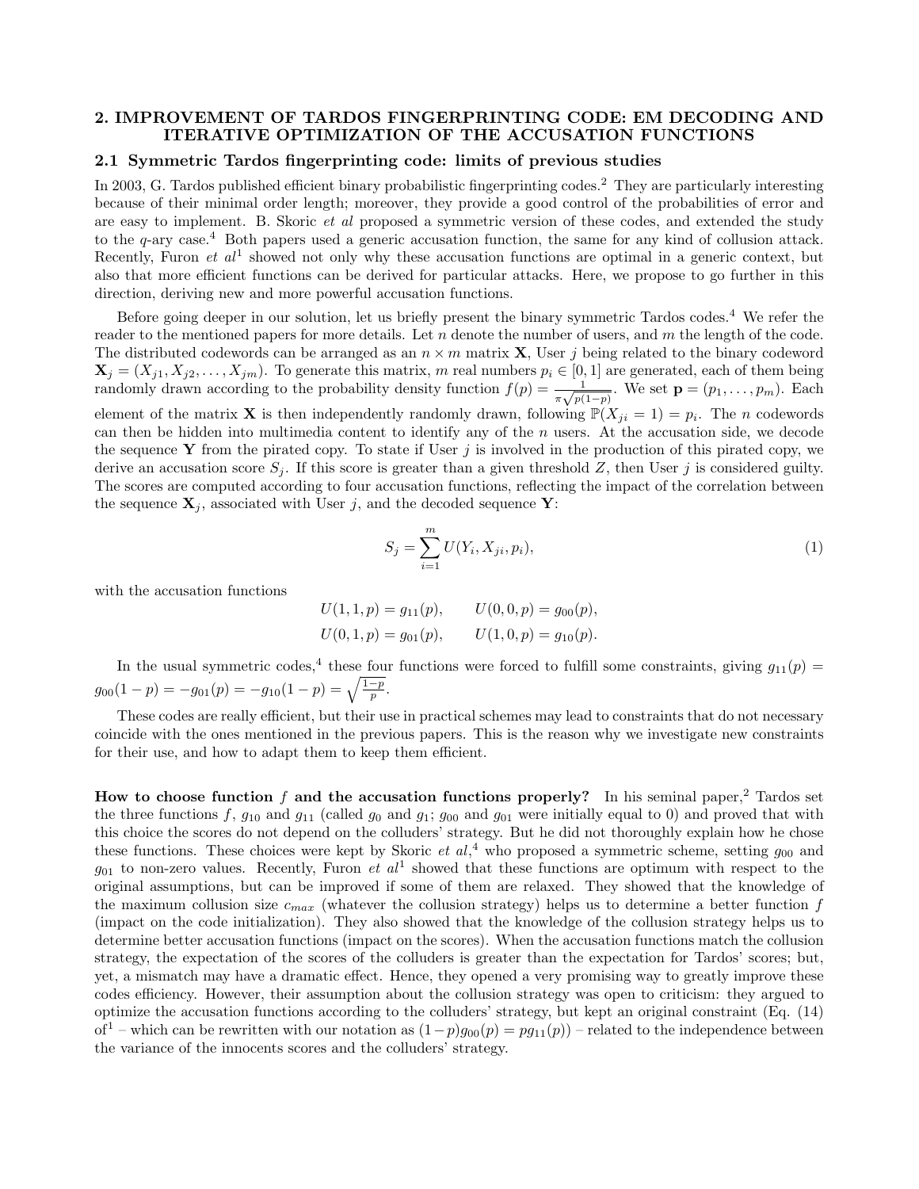## 2. IMPROVEMENT OF TARDOS FINGERPRINTING CODE: EM DECODING AND ITERATIVE OPTIMIZATION OF THE ACCUSATION FUNCTIONS

### 2.1 Symmetric Tardos fingerprinting code: limits of previous studies

In 2003, G. Tardos published efficient binary probabilistic fingerprinting codes.[2] They are particularly interesting because of their minimal order length; moreover, they provide a good control of the probabilities of error and are easy to implement. B. Skoric *et al* proposed a symmetric version of these codes, and extended the study to the $q$-ary case.[4] Both papers used a generic accusation function, the same for any kind of collusion attack. Recently, Furon *et al*[1] showed not only why these accusation functions are optimal in a generic context, but also that more efficient functions can be derived for particular attacks. Here, we propose to go further in this direction, deriving new and more powerful accusation functions.

Before going deeper in our solution, let us briefly present the binary symmetric Tardos codes.[4] We refer the reader to the mentioned papers for more details. Let $n$ denote the number of users, and $m$ the length of the code. The distributed codewords can be arranged as an $n \times m$ matrix $\mathbf{X}$, User $j$ being related to the binary codeword $\mathbf{X}_j = (X_{j1}, X_{j2}, \ldots, X_{jm})$. To generate this matrix, $m$ real numbers $p_i \in [0, 1]$ are generated, each of them being randomly drawn according to the probability density function $f(p) = \frac{1}{\pi\sqrt{p(1-p)}}$. We set $\mathbf{p} = (p_1, \ldots, p_m)$. Each element of the matrix $\mathbf{X}$ is then independently randomly drawn, following $\mathbb{P}(X_{ji} = 1) = p_i$. The $n$ codewords can then be hidden into multimedia content to identify any of the $n$ users. At the accusation side, we decode the sequence $\mathbf{Y}$ from the pirated copy. To state if User $j$ is involved in the production of this pirated copy, we derive an accusation score $S_j$. If this score is greater than a given threshold $Z$, then User $j$ is considered guilty. The scores are computed according to four accusation functions, reflecting the impact of the correlation between the sequence $\mathbf{X}_j$, associated with User $j$, and the decoded sequence $\mathbf{Y}$:

$$S_j = \sum_{i=1}^{m} U(Y_i, X_{ji}, p_i), \tag{1}$$

with the accusation functions

$$U(1,1,p) = g_{11}(p), \qquad U(0,0,p) = g_{00}(p),$$
$$U(0,1,p) = g_{01}(p), \qquad U(1,0,p) = g_{10}(p).$$

In the usual symmetric codes,[4] these four functions were forced to fulfill some constraints, giving $g_{11}(p) = g_{00}(1-p) = -g_{01}(p) = -g_{10}(1-p) = \sqrt{\frac{1-p}{p}}$.

These codes are really efficient, but their use in practical schemes may lead to constraints that do not necessary coincide with the ones mentioned in the previous papers. This is the reason why we investigate new constraints for their use, and how to adapt them to keep them efficient.

**How to choose function $f$ and the accusation functions properly?** In his seminal paper,[2] Tardos set the three functions $f$, $g_{10}$ and $g_{11}$ (called $g_0$ and $g_1$; $g_{00}$ and $g_{01}$ were initially equal to 0) and proved that with this choice the scores do not depend on the colluders' strategy. But he did not thoroughly explain how he chose these functions. These choices were kept by Skoric *et al*,[4] who proposed a symmetric scheme, setting $g_{00}$ and $g_{01}$ to non-zero values. Recently, Furon *et al*[1] showed that these functions are optimum with respect to the original assumptions, but can be improved if some of them are relaxed. They showed that the knowledge of the maximum collusion size $c_{max}$ (whatever the collusion strategy) helps us to determine a better function $f$ (impact on the code initialization). They also showed that the knowledge of the collusion strategy helps us to determine better accusation functions (impact on the scores). When the accusation functions match the collusion strategy, the expectation of the scores of the colluders is greater than the expectation for Tardos' scores; but, yet, a mismatch may have a dramatic effect. Hence, they opened a very promising way to greatly improve these codes efficiency. However, their assumption about the collusion strategy was open to criticism: they argued to optimize the accusation functions according to the colluders' strategy, but kept an original constraint (Eq. (14) of[1] – which can be rewritten with our notation as $(1-p)g_{00}(p) = pg_{11}(p)$) – related to the independence between the variance of the innocents scores and the colluders' strategy.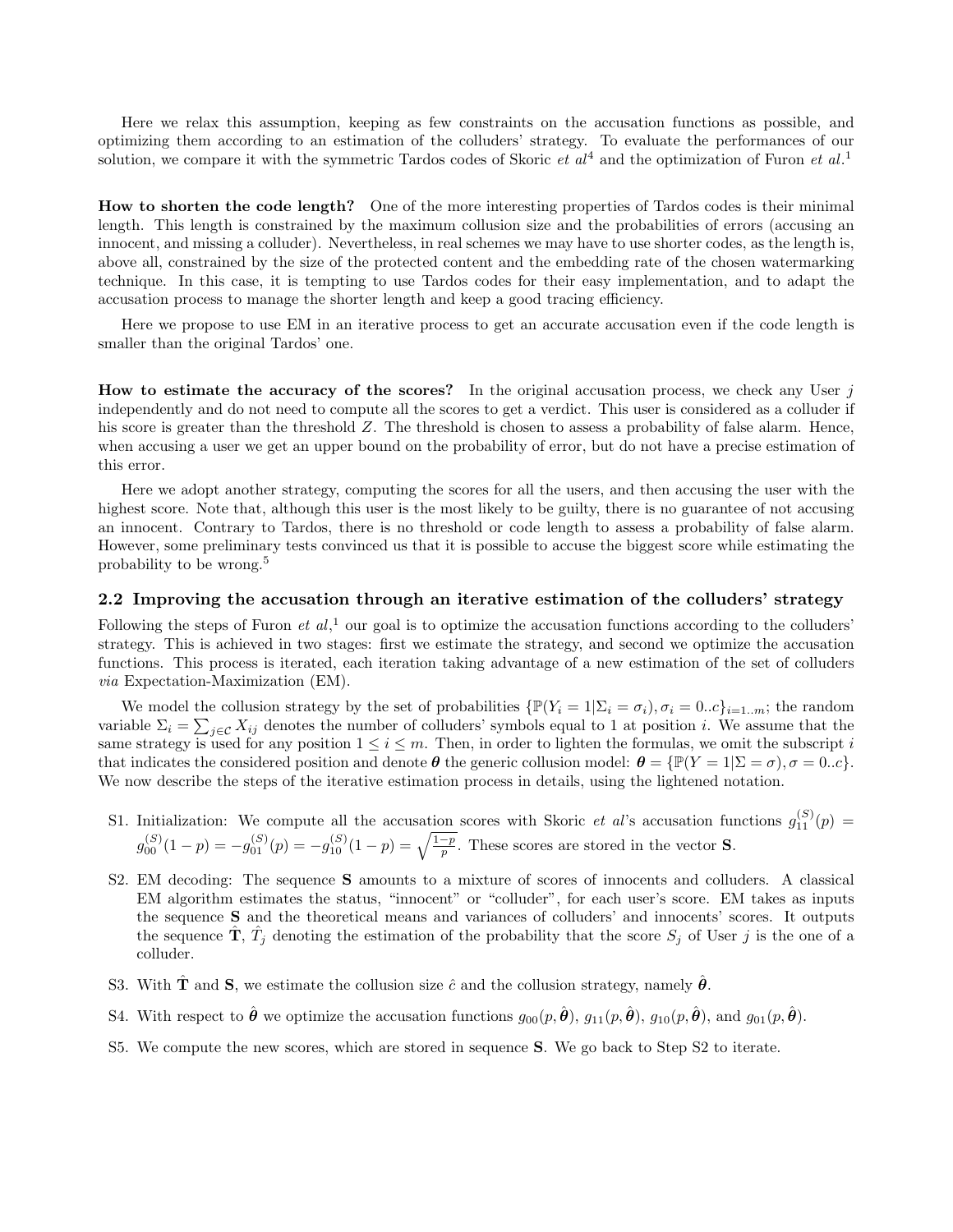Here we relax this assumption, keeping as few constraints on the accusation functions as possible, and optimizing them according to an estimation of the colluders' strategy. To evaluate the performances of our solution, we compare it with the symmetric Tardos codes of Skoric *et al*[4] and the optimization of Furon *et al*.[1]

**How to shorten the code length?** One of the more interesting properties of Tardos codes is their minimal length. This length is constrained by the maximum collusion size and the probabilities of errors (accusing an innocent, and missing a colluder). Nevertheless, in real schemes we may have to use shorter codes, as the length is, above all, constrained by the size of the protected content and the embedding rate of the chosen watermarking technique. In this case, it is tempting to use Tardos codes for their easy implementation, and to adapt the accusation process to manage the shorter length and keep a good tracing efficiency.

Here we propose to use EM in an iterative process to get an accurate accusation even if the code length is smaller than the original Tardos' one.

**How to estimate the accuracy of the scores?** In the original accusation process, we check any User $j$ independently and do not need to compute all the scores to get a verdict. This user is considered as a colluder if his score is greater than the threshold $Z$. The threshold is chosen to assess a probability of false alarm. Hence, when accusing a user we get an upper bound on the probability of error, but do not have a precise estimation of this error.

Here we adopt another strategy, computing the scores for all the users, and then accusing the user with the highest score. Note that, although this user is the most likely to be guilty, there is no guarantee of not accusing an innocent. Contrary to Tardos, there is no threshold or code length to assess a probability of false alarm. However, some preliminary tests convinced us that it is possible to accuse the biggest score while estimating the probability to be wrong.[5]

### 2.2 Improving the accusation through an iterative estimation of the colluders' strategy

Following the steps of Furon *et al*,[1] our goal is to optimize the accusation functions according to the colluders' strategy. This is achieved in two stages: first we estimate the strategy, and second we optimize the accusation functions. This process is iterated, each iteration taking advantage of a new estimation of the set of colluders *via* Expectation-Maximization (EM).

We model the collusion strategy by the set of probabilities $\{\mathbb{P}(Y_i = 1|\Sigma_i = \sigma_i), \sigma_i = 0..c\}_{i=1..m}$; the random variable $\Sigma_i = \sum_{j\in\mathcal{C}} X_{ij}$ denotes the number of colluders' symbols equal to 1 at position $i$. We assume that the same strategy is used for any position $1 \leq i \leq m$. Then, in order to lighten the formulas, we omit the subscript $i$ that indicates the considered position and denote $\boldsymbol{\theta}$ the generic collusion model: $\boldsymbol{\theta} = \{\mathbb{P}(Y = 1|\Sigma = \sigma), \sigma = 0..c\}$. We now describe the steps of the iterative estimation process in details, using the lightened notation.

- S1. Initialization: We compute all the accusation scores with Skoric *et al*'s accusation functions $g_{11}^{(S)}(p) = g_{00}^{(S)}(1-p) = -g_{01}^{(S)}(p) = -g_{10}^{(S)}(1-p) = \sqrt{\frac{1-p}{p}}$. These scores are stored in the vector $\mathbf{S}$.
- S2. EM decoding: The sequence $\mathbf{S}$ amounts to a mixture of scores of innocents and colluders. A classical EM algorithm estimates the status, "innocent" or "colluder", for each user's score. EM takes as inputs the sequence $\mathbf{S}$ and the theoretical means and variances of colluders' and innocents' scores. It outputs the sequence $\hat{\mathbf{T}}$, $\hat{T}_j$ denoting the estimation of the probability that the score $S_j$ of User $j$ is the one of a colluder.
- S3. With $\hat{\mathbf{T}}$ and $\mathbf{S}$, we estimate the collusion size $\hat{c}$ and the collusion strategy, namely $\hat{\boldsymbol{\theta}}$.
- S4. With respect to $\hat{\boldsymbol{\theta}}$ we optimize the accusation functions $g_{00}(p, \hat{\boldsymbol{\theta}})$, $g_{11}(p, \hat{\boldsymbol{\theta}})$, $g_{10}(p, \hat{\boldsymbol{\theta}})$, and $g_{01}(p, \hat{\boldsymbol{\theta}})$.
- S5. We compute the new scores, which are stored in sequence $\mathbf{S}$. We go back to Step S2 to iterate.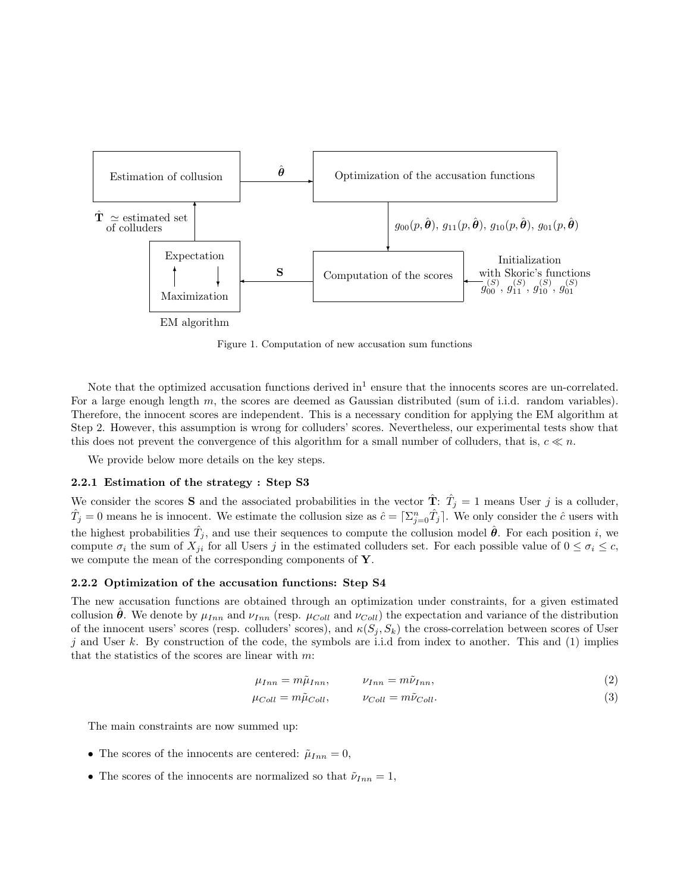Figure 1. Computation of new accusation sum functions

Note that the optimized accusation functions derived in[1] ensure that the innocents scores are un-correlated. For a large enough length $m$, the scores are deemed as Gaussian distributed (sum of i.i.d. random variables). Therefore, the innocent scores are independent. This is a necessary condition for applying the EM algorithm at Step 2. However, this assumption is wrong for colluders' scores. Nevertheless, our experimental tests show that this does not prevent the convergence of this algorithm for a small number of colluders, that is, $c \ll n$.

We provide below more details on the key steps.

### 2.2.1 Estimation of the strategy : Step S3

We consider the scores $\mathbf{S}$ and the associated probabilities in the vector $\hat{\mathbf{T}}$: $\hat{T}_j = 1$ means User $j$ is a colluder, $\hat{T}_j = 0$ means he is innocent. We estimate the collusion size as $\hat{c} = \lceil \Sigma_{j=0}^{n} \hat{T}_j \rceil$. We only consider the $\hat{c}$ users with the highest probabilities $\hat{T}_j$, and use their sequences to compute the collusion model $\hat{\boldsymbol{\theta}}$. For each position $i$, we compute $\sigma_i$ the sum of $X_{ji}$ for all Users $j$ in the estimated colluders set. For each possible value of $0 \leq \sigma_i \leq c$, we compute the mean of the corresponding components of $\mathbf{Y}$.

### 2.2.2 Optimization of the accusation functions: Step S4

The new accusation functions are obtained through an optimization under constraints, for a given estimated collusion $\hat{\boldsymbol{\theta}}$. We denote by $\mu_{Inn}$ and $\nu_{Inn}$ (resp. $\mu_{Coll}$ and $\nu_{Coll}$) the expectation and variance of the distribution of the innocent users' scores (resp. colluders' scores), and $\kappa(S_j, S_k)$ the cross-correlation between scores of User $j$ and User $k$. By construction of the code, the symbols are i.i.d from index to another. This and (1) implies that the statistics of the scores are linear with $m$:

$$\mu_{Inn} = m\tilde{\mu}_{Inn}, \qquad \nu_{Inn} = m\tilde{\nu}_{Inn}, \tag{2}$$

$$\mu_{Coll} = m\tilde{\mu}_{Coll}, \qquad \nu_{Coll} = m\tilde{\nu}_{Coll}. \tag{3}$$

The main constraints are now summed up:

- The scores of the innocents are centered: $\tilde{\mu}_{Inn} = 0$,
- The scores of the innocents are normalized so that $\tilde{\nu}_{Inn} = 1$,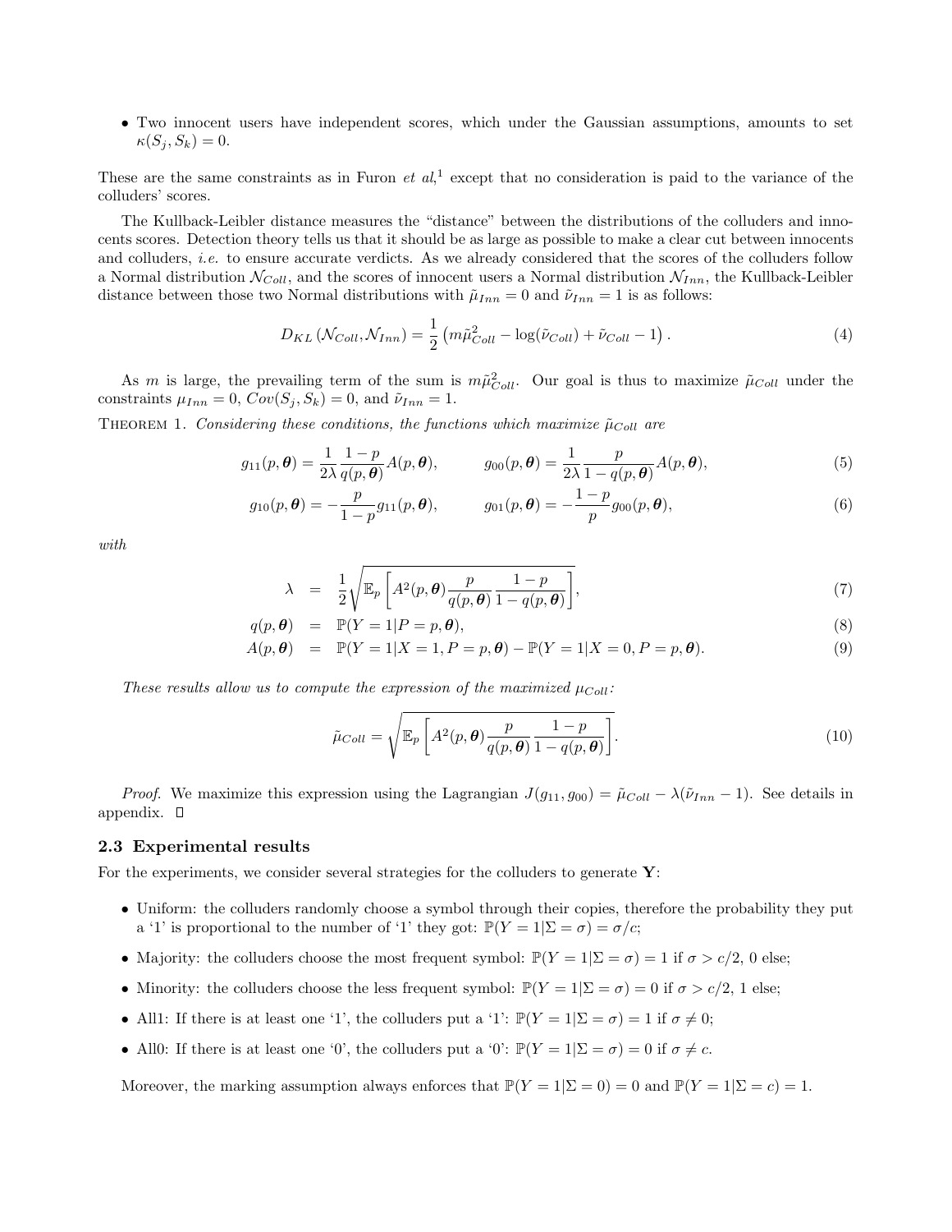- Two innocent users have independent scores, which under the Gaussian assumptions, amounts to set $\kappa(S_j, S_k) = 0$.

These are the same constraints as in Furon *et al*,[1] except that no consideration is paid to the variance of the colluders' scores.

The Kullback-Leibler distance measures the "distance" between the distributions of the colluders and innocents scores. Detection theory tells us that it should be as large as possible to make a clear cut between innocents and colluders, *i.e.* to ensure accurate verdicts. As we already considered that the scores of the colluders follow a Normal distribution $\mathcal{N}_{Coll}$, and the scores of innocent users a Normal distribution $\mathcal{N}_{Inn}$, the Kullback-Leibler distance between those two Normal distributions with $\tilde{\mu}_{Inn} = 0$ and $\tilde{\nu}_{Inn} = 1$ is as follows:

$$D_{KL}\left(\mathcal{N}_{Coll}, \mathcal{N}_{Inn}\right) = \frac{1}{2}\left(m\tilde{\mu}_{Coll}^2 - \log(\tilde{\nu}_{Coll}) + \tilde{\nu}_{Coll} - 1\right). \tag{4}$$

As $m$ is large, the prevailing term of the sum is $m\tilde{\mu}_{Coll}^2$. Our goal is thus to maximize $\tilde{\mu}_{Coll}$ under the constraints $\mu_{Inn} = 0$, $Cov(S_j, S_k) = 0$, and $\tilde{\nu}_{Inn} = 1$.

THEOREM 1. *Considering these conditions, the functions which maximize $\tilde{\mu}_{Coll}$ are*

$$g_{11}(p, \boldsymbol{\theta}) = \frac{1}{2\lambda}\frac{1-p}{q(p,\boldsymbol{\theta})}A(p,\boldsymbol{\theta}), \qquad g_{00}(p,\boldsymbol{\theta}) = \frac{1}{2\lambda}\frac{p}{1-q(p,\boldsymbol{\theta})}A(p,\boldsymbol{\theta}), \tag{5}$$

$$g_{10}(p,\boldsymbol{\theta}) = -\frac{p}{1-p}g_{11}(p,\boldsymbol{\theta}), \qquad g_{01}(p,\boldsymbol{\theta}) = -\frac{1-p}{p}g_{00}(p,\boldsymbol{\theta}), \tag{6}$$

*with*

$$\lambda = \frac{1}{2}\sqrt{\mathbb{E}_p\left[A^2(p,\boldsymbol{\theta})\frac{p}{q(p,\boldsymbol{\theta})}\frac{1-p}{1-q(p,\boldsymbol{\theta})}\right]}, \tag{7}$$

$$q(p,\boldsymbol{\theta}) = \mathbb{P}(Y=1|P=p,\boldsymbol{\theta}), \tag{8}$$

$$A(p,\boldsymbol{\theta}) = \mathbb{P}(Y=1|X=1,P=p,\boldsymbol{\theta}) - \mathbb{P}(Y=1|X=0,P=p,\boldsymbol{\theta}). \tag{9}$$

*These results allow us to compute the expression of the maximized $\mu_{Coll}$:*

$$\tilde{\mu}_{Coll} = \sqrt{\mathbb{E}_p\left[A^2(p,\boldsymbol{\theta})\frac{p}{q(p,\boldsymbol{\theta})}\frac{1-p}{1-q(p,\boldsymbol{\theta})}\right]}. \tag{10}$$

*Proof.* We maximize this expression using the Lagrangian $J(g_{11}, g_{00}) = \tilde{\mu}_{Coll} - \lambda(\tilde{\nu}_{Inn} - 1)$. See details in appendix. □

### 2.3 Experimental results

For the experiments, we consider several strategies for the colluders to generate $\mathbf{Y}$:

- Uniform: the colluders randomly choose a symbol through their copies, therefore the probability they put a '1' is proportional to the number of '1' they got: $\mathbb{P}(Y=1|\Sigma=\sigma) = \sigma/c$;
- Majority: the colluders choose the most frequent symbol: $\mathbb{P}(Y=1|\Sigma=\sigma) = 1$ if $\sigma > c/2$, 0 else;
- Minority: the colluders choose the less frequent symbol: $\mathbb{P}(Y=1|\Sigma=\sigma) = 0$ if $\sigma > c/2$, 1 else;
- All1: If there is at least one '1', the colluders put a '1': $\mathbb{P}(Y=1|\Sigma=\sigma) = 1$ if $\sigma \neq 0$;
- All0: If there is at least one '0', the colluders put a '0': $\mathbb{P}(Y=1|\Sigma=\sigma) = 0$ if $\sigma \neq c$.

Moreover, the marking assumption always enforces that $\mathbb{P}(Y=1|\Sigma=0) = 0$ and $\mathbb{P}(Y=1|\Sigma=c) = 1$.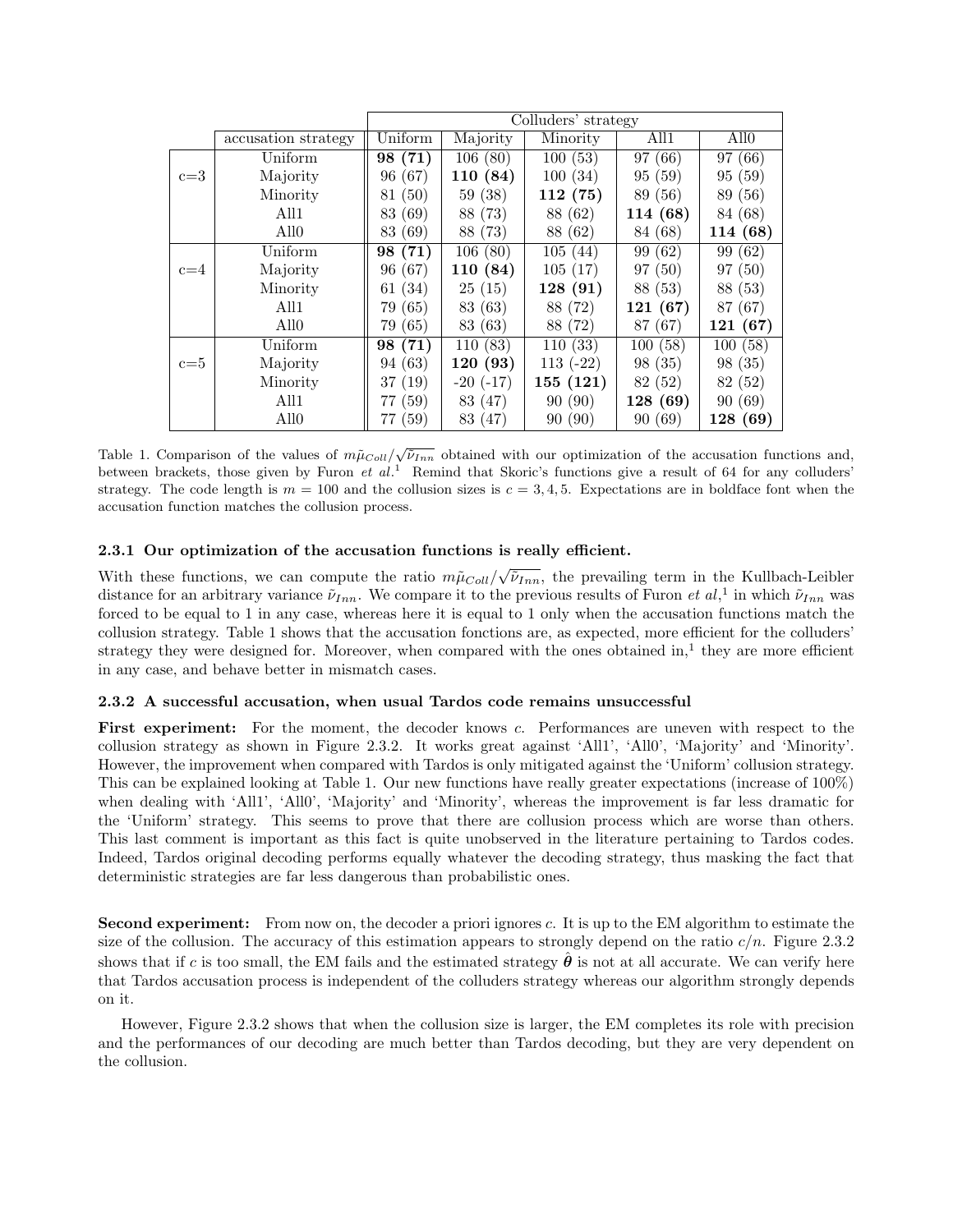| | accusation strategy | Colluders' strategy Uniform | Majority | Minority | All1 | All0 |
|---|---|---|---|---|---|---|
| c=3 | Uniform | **98 (71)** | 106 (80) | 100 (53) | 97 (66) | 97 (66) |
| | Majority | 96 (67) | **110 (84)** | 100 (34) | 95 (59) | 95 (59) |
| | Minority | 81 (50) | 59 (38) | **112 (75)** | 89 (56) | 89 (56) |
| | All1 | 83 (69) | 88 (73) | 88 (62) | **114 (68)** | 84 (68) |
| | All0 | 83 (69) | 88 (73) | 88 (62) | 84 (68) | **114 (68)** |
| c=4 | Uniform | **98 (71)** | 106 (80) | 105 (44) | 99 (62) | 99 (62) |
| | Majority | 96 (67) | **110 (84)** | 105 (17) | 97 (50) | 97 (50) |
| | Minority | 61 (34) | 25 (15) | **128 (91)** | 88 (53) | 88 (53) |
| | All1 | 79 (65) | 83 (63) | 88 (72) | **121 (67)** | 87 (67) |
| | All0 | 79 (65) | 83 (63) | 88 (72) | 87 (67) | **121 (67)** |
| c=5 | Uniform | **98 (71)** | 110 (83) | 110 (33) | 100 (58) | 100 (58) |
| | Majority | 94 (63) | **120 (93)** | 113 (-22) | 98 (35) | 98 (35) |
| | Minority | 37 (19) | -20 (-17) | **155 (121)** | 82 (52) | 82 (52) |
| | All1 | 77 (59) | 83 (47) | 90 (90) | **128 (69)** | 90 (69) |
| | All0 | 77 (59) | 83 (47) | 90 (90) | 90 (69) | **128 (69)** |

Table 1. Comparison of the values of $m\tilde{\mu}_{Coll}/\sqrt{\tilde{\nu}_{Inn}}$ obtained with our optimization of the accusation functions and, between brackets, those given by Furon *et al.*[1] Remind that Skoric's functions give a result of 64 for any colluders' strategy. The code length is $m = 100$ and the collusion sizes is $c = 3, 4, 5$. Expectations are in boldface font when the accusation function matches the collusion process.

### 2.3.1 Our optimization of the accusation functions is really efficient.

With these functions, we can compute the ratio $m\tilde{\mu}_{Coll}/\sqrt{\tilde{\nu}_{Inn}}$, the prevailing term in the Kullbach-Leibler distance for an arbitrary variance $\tilde{\nu}_{Inn}$. We compare it to the previous results of Furon *et al*,[1] in which $\tilde{\nu}_{Inn}$ was forced to be equal to 1 in any case, whereas here it is equal to 1 only when the accusation functions match the collusion strategy. Table 1 shows that the accusation fonctions are, as expected, more efficient for the colluders' strategy they were designed for. Moreover, when compared with the ones obtained in,[1] they are more efficient in any case, and behave better in mismatch cases.

### 2.3.2 A successful accusation, when usual Tardos code remains unsuccessful

**First experiment:** For the moment, the decoder knows $c$. Performances are uneven with respect to the collusion strategy as shown in Figure 2.3.2. It works great against 'All1', 'All0', 'Majority' and 'Minority'. However, the improvement when compared with Tardos is only mitigated against the 'Uniform' collusion strategy. This can be explained looking at Table 1. Our new functions have really greater expectations (increase of 100%) when dealing with 'All1', 'All0', 'Majority' and 'Minority', whereas the improvement is far less dramatic for the 'Uniform' strategy. This seems to prove that there are collusion process which are worse than others. This last comment is important as this fact is quite unobserved in the literature pertaining to Tardos codes. Indeed, Tardos original decoding performs equally whatever the decoding strategy, thus masking the fact that deterministic strategies are far less dangerous than probabilistic ones.

**Second experiment:** From now on, the decoder a priori ignores $c$. It is up to the EM algorithm to estimate the size of the collusion. The accuracy of this estimation appears to strongly depend on the ratio $c/n$. Figure 2.3.2 shows that if $c$ is too small, the EM fails and the estimated strategy $\hat{\boldsymbol{\theta}}$ is not at all accurate. We can verify here that Tardos accusation process is independent of the colluders strategy whereas our algorithm strongly depends on it.

However, Figure 2.3.2 shows that when the collusion size is larger, the EM completes its role with precision and the performances of our decoding are much better than Tardos decoding, but they are very dependent on the collusion.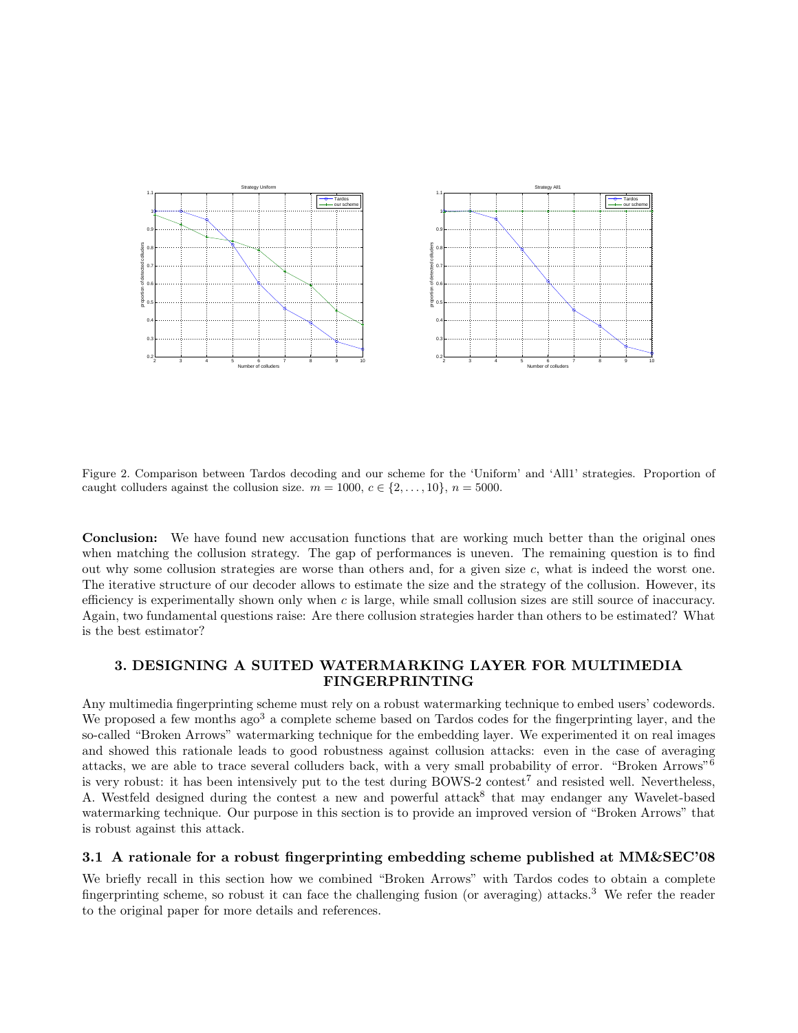Figure 2. Comparison between Tardos decoding and our scheme for the 'Uniform' and 'All1' strategies. Proportion of caught colluders against the collusion size. $m = 1000$, $c \in \{2, \dots, 10\}$, $n = 5000$.

**Conclusion:** We have found new accusation functions that are working much better than the original ones when matching the collusion strategy. The gap of performances is uneven. The remaining question is to find out why some collusion strategies are worse than others and, for a given size $c$, what is indeed the worst one. The iterative structure of our decoder allows to estimate the size and the strategy of the collusion. However, its efficiency is experimentally shown only when $c$ is large, while small collusion sizes are still source of inaccuracy. Again, two fundamental questions raise: Are there collusion strategies harder than others to be estimated? What is the best estimator?

## 3. DESIGNING A SUITED WATERMARKING LAYER FOR MULTIMEDIA FINGERPRINTING

Any multimedia fingerprinting scheme must rely on a robust watermarking technique to embed users' codewords. We proposed a few months ago[3] a complete scheme based on Tardos codes for the fingerprinting layer, and the so-called "Broken Arrows" watermarking technique for the embedding layer. We experimented it on real images and showed this rationale leads to good robustness against collusion attacks: even in the case of averaging attacks, we are able to trace several colluders back, with a very small probability of error. "Broken Arrows"[6] is very robust: it has been intensively put to the test during BOWS-2 contest[7] and resisted well. Nevertheless, A. Westfeld designed during the contest a new and powerful attack[8] that may endanger any Wavelet-based watermarking technique. Our purpose in this section is to provide an improved version of "Broken Arrows" that is robust against this attack.

### 3.1 A rationale for a robust fingerprinting embedding scheme published at MM&SEC'08

We briefly recall in this section how we combined "Broken Arrows" with Tardos codes to obtain a complete fingerprinting scheme, so robust it can face the challenging fusion (or averaging) attacks.[3] We refer the reader to the original paper for more details and references.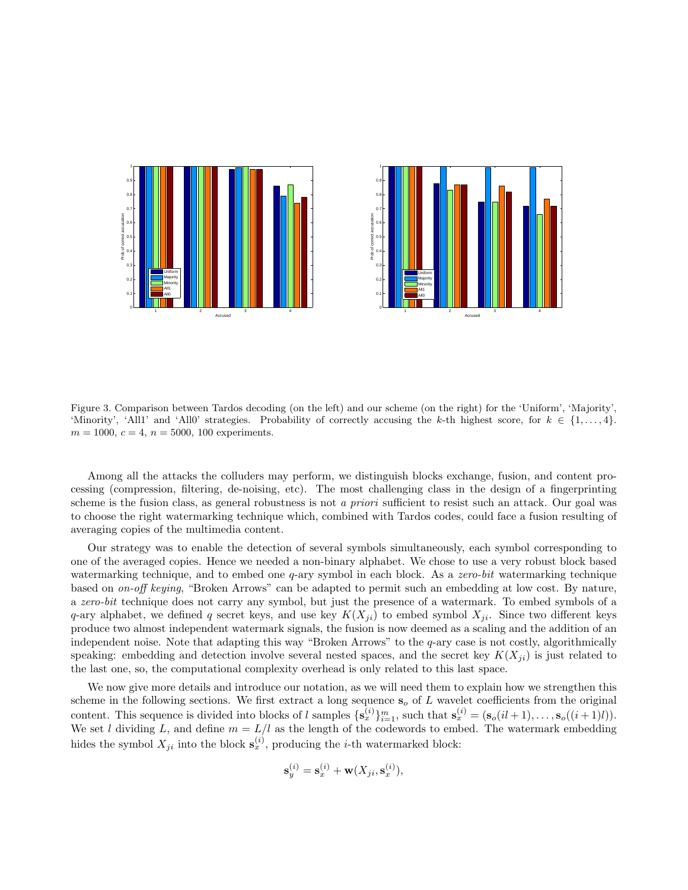Figure 3. Comparison between Tardos decoding (on the left) and our scheme (on the right) for the 'Uniform', 'Majority', 'Minority', 'All1' and 'All0' strategies. Probability of correctly accusing the $k$-th highest score, for $k \in \{1, \ldots, 4\}$. $m = 1000$, $c = 4$, $n = 5000$, 100 experiments.

Among all the attacks the colluders may perform, we distinguish blocks exchange, fusion, and content processing (compression, filtering, de-noising, etc). The most challenging class in the design of a fingerprinting scheme is the fusion class, as general robustness is not *a priori* sufficient to resist such an attack. Our goal was to choose the right watermarking technique which, combined with Tardos codes, could face a fusion resulting of averaging copies of the multimedia content.

Our strategy was to enable the detection of several symbols simultaneously, each symbol corresponding to one of the averaged copies. Hence we needed a non-binary alphabet. We chose to use a very robust block based watermarking technique, and to embed one $q$-ary symbol in each block. As a *zero-bit* watermarking technique based on *on-off keying*, "Broken Arrows" can be adapted to permit such an embedding at low cost. By nature, a *zero-bit* technique does not carry any symbol, but just the presence of a watermark. To embed symbols of a $q$-ary alphabet, we defined $q$ secret keys, and use key $K(X_{ji})$ to embed symbol $X_{ji}$. Since two different keys produce two almost independent watermark signals, the fusion is now deemed as a scaling and the addition of an independent noise. Note that adapting this way "Broken Arrows" to the $q$-ary case is not costly, algorithmically speaking: embedding and detection involve several nested spaces, and the secret key $K(X_{ji})$ is just related to the last one, so, the computational complexity overhead is only related to this last space.

We now give more details and introduce our notation, as we will need them to explain how we strengthen this scheme in the following sections. We first extract a long sequence $\mathbf{s}_o$ of $L$ wavelet coefficients from the original content. This sequence is divided into blocks of $l$ samples $\{\mathbf{s}_x^{(i)}\}_{i=1}^m$, such that $\mathbf{s}_x^{(i)} = (\mathbf{s}_o(il+1), \ldots, \mathbf{s}_o((i+1)l))$. We set $l$ dividing $L$, and define $m = L/l$ as the length of the codewords to embed. The watermark embedding hides the symbol $X_{ji}$ into the block $\mathbf{s}_x^{(i)}$, producing the $i$-th watermarked block:

$$\mathbf{s}_y^{(i)} = \mathbf{s}_x^{(i)} + \mathbf{w}(X_{ji}, \mathbf{s}_x^{(i)}),$$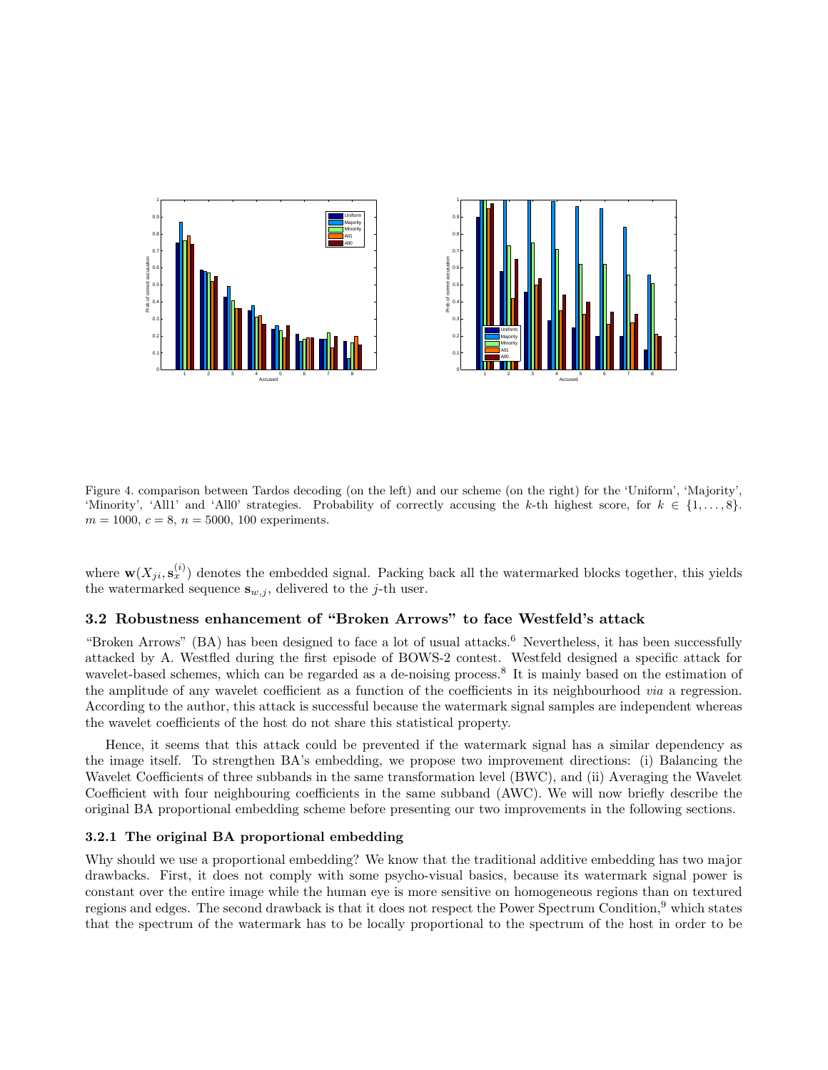Figure 4. comparison between Tardos decoding (on the left) and our scheme (on the right) for the 'Uniform', 'Majority', 'Minority', 'All1' and 'All0' strategies. Probability of correctly accusing the $k$-th highest score, for $k \in \{1, \ldots, 8\}$. $m = 1000$, $c = 8$, $n = 5000$, 100 experiments.

where $\mathbf{w}(X_{ji}, \mathbf{s}_x^{(i)})$ denotes the embedded signal. Packing back all the watermarked blocks together, this yields the watermarked sequence $\mathbf{s}_{w,j}$, delivered to the $j$-th user.

### 3.2 Robustness enhancement of "Broken Arrows" to face Westfeld's attack

"Broken Arrows" (BA) has been designed to face a lot of usual attacks.[6] Nevertheless, it has been successfully attacked by A. Westfled during the first episode of BOWS-2 contest. Westfeld designed a specific attack for wavelet-based schemes, which can be regarded as a de-noising process.[8] It is mainly based on the estimation of the amplitude of any wavelet coefficient as a function of the coefficients in its neighbourhood *via* a regression. According to the author, this attack is successful because the watermark signal samples are independent whereas the wavelet coefficients of the host do not share this statistical property.

Hence, it seems that this attack could be prevented if the watermark signal has a similar dependency as the image itself. To strengthen BA's embedding, we propose two improvement directions: (i) Balancing the Wavelet Coefficients of three subbands in the same transformation level (BWC), and (ii) Averaging the Wavelet Coefficient with four neighbouring coefficients in the same subband (AWC). We will now briefly describe the original BA proportional embedding scheme before presenting our two improvements in the following sections.

#### 3.2.1 The original BA proportional embedding

Why should we use a proportional embedding? We know that the traditional additive embedding has two major drawbacks. First, it does not comply with some psycho-visual basics, because its watermark signal power is constant over the entire image while the human eye is more sensitive on homogeneous regions than on textured regions and edges. The second drawback is that it does not respect the Power Spectrum Condition,[9] which states that the spectrum of the watermark has to be locally proportional to the spectrum of the host in order to be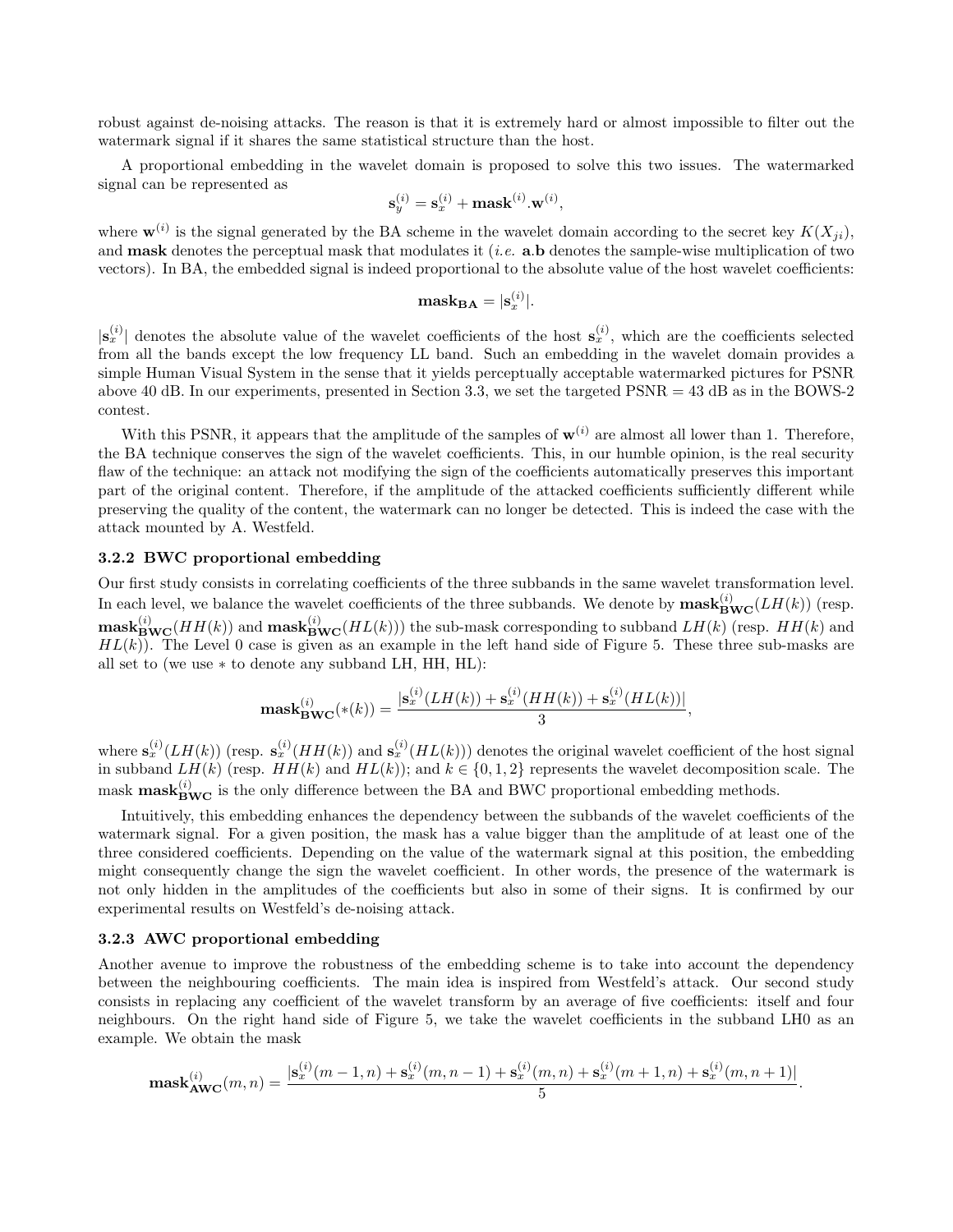robust against de-noising attacks. The reason is that it is extremely hard or almost impossible to filter out the watermark signal if it shares the same statistical structure than the host.

A proportional embedding in the wavelet domain is proposed to solve this two issues. The watermarked signal can be represented as

$$\mathbf{s}_y^{(i)} = \mathbf{s}_x^{(i)} + \mathbf{mask}^{(i)}.\mathbf{w}^{(i)},$$

where $\mathbf{w}^{(i)}$ is the signal generated by the BA scheme in the wavelet domain according to the secret key $K(X_{ji})$, and **mask** denotes the perceptual mask that modulates it (*i.e.* $\mathbf{a}.\mathbf{b}$ denotes the sample-wise multiplication of two vectors). In BA, the embedded signal is indeed proportional to the absolute value of the host wavelet coefficients:

$$\mathbf{mask_{BA}} = |\mathbf{s}_x^{(i)}|.$$

$|\mathbf{s}_x^{(i)}|$ denotes the absolute value of the wavelet coefficients of the host $\mathbf{s}_x^{(i)}$, which are the coefficients selected from all the bands except the low frequency LL band. Such an embedding in the wavelet domain provides a simple Human Visual System in the sense that it yields perceptually acceptable watermarked pictures for PSNR above 40 dB. In our experiments, presented in Section 3.3, we set the targeted PSNR = 43 dB as in the BOWS-2 contest.

With this PSNR, it appears that the amplitude of the samples of $\mathbf{w}^{(i)}$ are almost all lower than 1. Therefore, the BA technique conserves the sign of the wavelet coefficients. This, in our humble opinion, is the real security flaw of the technique: an attack not modifying the sign of the coefficients automatically preserves this important part of the original content. Therefore, if the amplitude of the attacked coefficients sufficiently different while preserving the quality of the content, the watermark can no longer be detected. This is indeed the case with the attack mounted by A. Westfeld.

### 3.2.2 BWC proportional embedding

Our first study consists in correlating coefficients of the three subbands in the same wavelet transformation level. In each level, we balance the wavelet coefficients of the three subbands. We denote by $\mathbf{mask}_{\mathbf{BWC}}^{(i)}(LH(k))$ (resp. $\mathbf{mask}_{\mathbf{BWC}}^{(i)}(HH(k))$ and $\mathbf{mask}_{\mathbf{BWC}}^{(i)}(HL(k))$) the sub-mask corresponding to subband $LH(k)$ (resp. $HH(k)$ and $HL(k)$). The Level 0 case is given as an example in the left hand side of Figure 5. These three sub-masks are all set to (we use $*$ to denote any subband LH, HH, HL):

$$\mathbf{mask}_{\mathbf{BWC}}^{(i)}(*(k)) = \frac{|\mathbf{s}_x^{(i)}(LH(k)) + \mathbf{s}_x^{(i)}(HH(k)) + \mathbf{s}_x^{(i)}(HL(k))|}{3},$$

where $\mathbf{s}_x^{(i)}(LH(k))$ (resp. $\mathbf{s}_x^{(i)}(HH(k))$ and $\mathbf{s}_x^{(i)}(HL(k))$) denotes the original wavelet coefficient of the host signal in subband $LH(k)$ (resp. $HH(k)$ and $HL(k)$); and $k \in \{0, 1, 2\}$ represents the wavelet decomposition scale. The mask $\mathbf{mask}_{\mathbf{BWC}}^{(i)}$ is the only difference between the BA and BWC proportional embedding methods.

Intuitively, this embedding enhances the dependency between the subbands of the wavelet coefficients of the watermark signal. For a given position, the mask has a value bigger than the amplitude of at least one of the three considered coefficients. Depending on the value of the watermark signal at this position, the embedding might consequently change the sign the wavelet coefficient. In other words, the presence of the watermark is not only hidden in the amplitudes of the coefficients but also in some of their signs. It is confirmed by our experimental results on Westfeld's de-noising attack.

### 3.2.3 AWC proportional embedding

Another avenue to improve the robustness of the embedding scheme is to take into account the dependency between the neighbouring coefficients. The main idea is inspired from Westfeld's attack. Our second study consists in replacing any coefficient of the wavelet transform by an average of five coefficients: itself and four neighbours. On the right hand side of Figure 5, we take the wavelet coefficients in the subband LH0 as an example. We obtain the mask

$$\mathbf{mask}_{\mathbf{AWC}}^{(i)}(m,n) = \frac{|\mathbf{s}_x^{(i)}(m-1,n) + \mathbf{s}_x^{(i)}(m,n-1) + \mathbf{s}_x^{(i)}(m,n) + \mathbf{s}_x^{(i)}(m+1,n) + \mathbf{s}_x^{(i)}(m,n+1)|}{5}.$$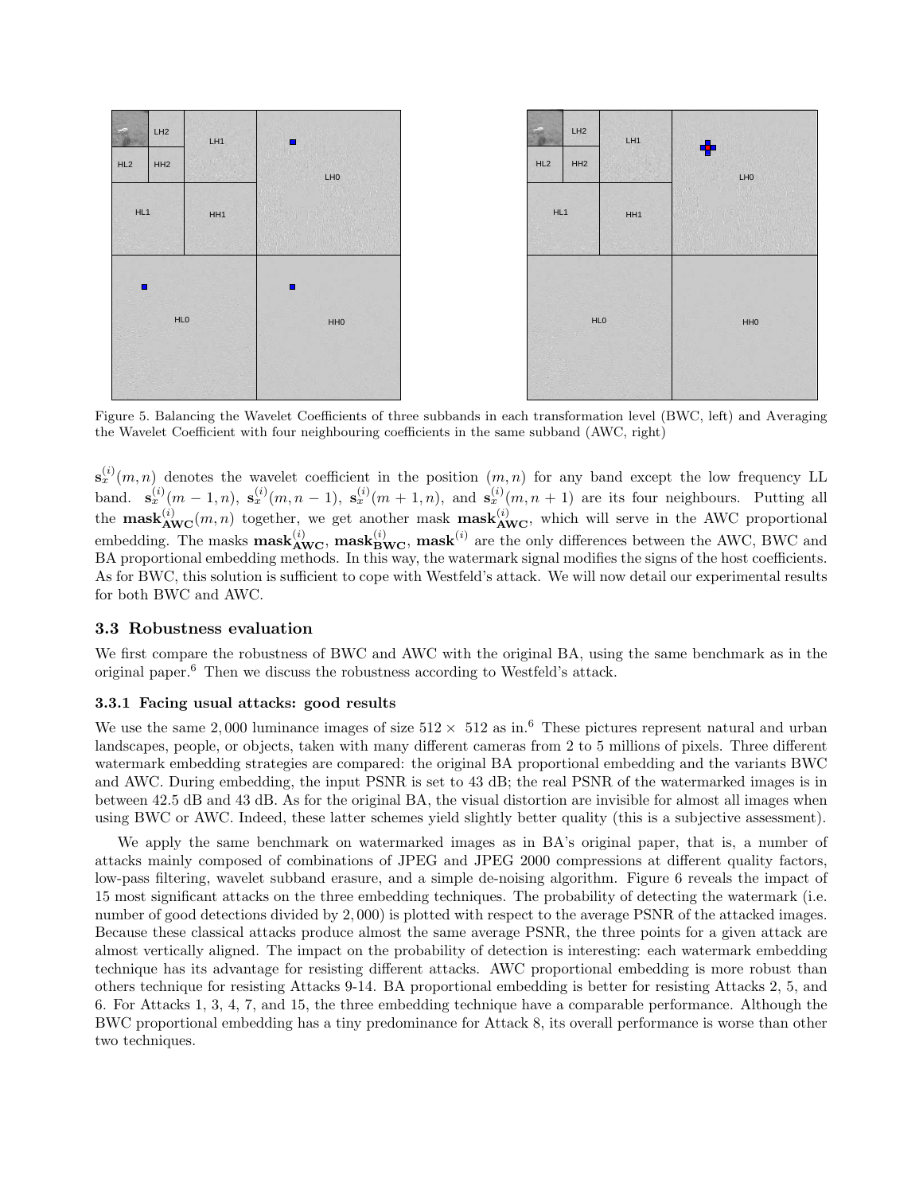Figure 5. Balancing the Wavelet Coefficients of three subbands in each transformation level (BWC, left) and Averaging the Wavelet Coefficient with four neighbouring coefficients in the same subband (AWC, right)

$\mathbf{s}_x^{(i)}(m,n)$ denotes the wavelet coefficient in the position $(m,n)$ for any band except the low frequency LL band. $\mathbf{s}_x^{(i)}(m-1,n)$, $\mathbf{s}_x^{(i)}(m,n-1)$, $\mathbf{s}_x^{(i)}(m+1,n)$, and $\mathbf{s}_x^{(i)}(m,n+1)$ are its four neighbours. Putting all the $\mathbf{mask}_{\mathbf{AWC}}^{(i)}(m,n)$ together, we get another mask $\mathbf{mask}_{\mathbf{AWC}}^{(i)}$, which will serve in the AWC proportional embedding. The masks $\mathbf{mask}_{\mathbf{AWC}}^{(i)}$, $\mathbf{mask}_{\mathbf{BWC}}^{(i)}$, $\mathbf{mask}^{(i)}$ are the only differences between the AWC, BWC and BA proportional embedding methods. In this way, the watermark signal modifies the signs of the host coefficients. As for BWC, this solution is sufficient to cope with Westfeld's attack. We will now detail our experimental results for both BWC and AWC.

### 3.3 Robustness evaluation

We first compare the robustness of BWC and AWC with the original BA, using the same benchmark as in the original paper.[6] Then we discuss the robustness according to Westfeld's attack.

#### 3.3.1 Facing usual attacks: good results

We use the same 2,000 luminance images of size $512 \times 512$ as in.[6] These pictures represent natural and urban landscapes, people, or objects, taken with many different cameras from 2 to 5 millions of pixels. Three different watermark embedding strategies are compared: the original BA proportional embedding and the variants BWC and AWC. During embedding, the input PSNR is set to 43 dB; the real PSNR of the watermarked images is in between 42.5 dB and 43 dB. As for the original BA, the visual distortion are invisible for almost all images when using BWC or AWC. Indeed, these latter schemes yield slightly better quality (this is a subjective assessment).

We apply the same benchmark on watermarked images as in BA's original paper, that is, a number of attacks mainly composed of combinations of JPEG and JPEG 2000 compressions at different quality factors, low-pass filtering, wavelet subband erasure, and a simple de-noising algorithm. Figure 6 reveals the impact of 15 most significant attacks on the three embedding techniques. The probability of detecting the watermark (i.e. number of good detections divided by 2,000) is plotted with respect to the average PSNR of the attacked images. Because these classical attacks produce almost the same average PSNR, the three points for a given attack are almost vertically aligned. The impact on the probability of detection is interesting: each watermark embedding technique has its advantage for resisting different attacks. AWC proportional embedding is more robust than others technique for resisting Attacks 9-14. BA proportional embedding is better for resisting Attacks 2, 5, and 6. For Attacks 1, 3, 4, 7, and 15, the three embedding technique have a comparable performance. Although the BWC proportional embedding has a tiny predominance for Attack 8, its overall performance is worse than other two techniques.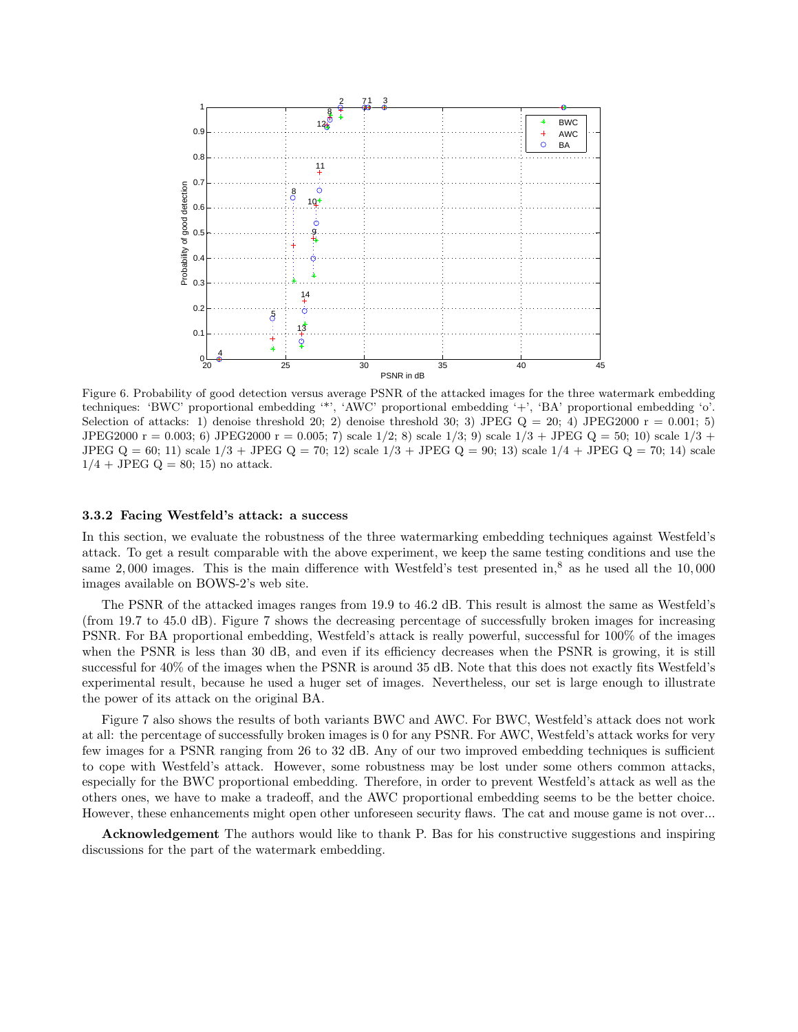Figure 6. Probability of good detection versus average PSNR of the attacked images for the three watermark embedding techniques: 'BWC' proportional embedding '*', 'AWC' proportional embedding '+', 'BA' proportional embedding 'o'. Selection of attacks: 1) denoise threshold 20; 2) denoise threshold 30; 3) JPEG Q = 20; 4) JPEG2000 r = 0.001; 5) JPEG2000 r = 0.003; 6) JPEG2000 r = 0.005; 7) scale 1/2; 8) scale 1/3; 9) scale 1/3 + JPEG Q = 50; 10) scale 1/3 + JPEG Q = 60; 11) scale 1/3 + JPEG Q = 70; 12) scale 1/3 + JPEG Q = 90; 13) scale 1/4 + JPEG Q = 70; 14) scale 1/4 + JPEG Q = 80; 15) no attack.

### 3.3.2 Facing Westfeld's attack: a success

In this section, we evaluate the robustness of the three watermarking embedding techniques against Westfeld's attack. To get a result comparable with the above experiment, we keep the same testing conditions and use the same 2,000 images. This is the main difference with Westfeld's test presented in,[8] as he used all the 10,000 images available on BOWS-2's web site.

The PSNR of the attacked images ranges from 19.9 to 46.2 dB. This result is almost the same as Westfeld's (from 19.7 to 45.0 dB). Figure 7 shows the decreasing percentage of successfully broken images for increasing PSNR. For BA proportional embedding, Westfeld's attack is really powerful, successful for 100% of the images when the PSNR is less than 30 dB, and even if its efficiency decreases when the PSNR is growing, it is still successful for 40% of the images when the PSNR is around 35 dB. Note that this does not exactly fits Westfeld's experimental result, because he used a huger set of images. Nevertheless, our set is large enough to illustrate the power of its attack on the original BA.

Figure 7 also shows the results of both variants BWC and AWC. For BWC, Westfeld's attack does not work at all: the percentage of successfully broken images is 0 for any PSNR. For AWC, Westfeld's attack works for very few images for a PSNR ranging from 26 to 32 dB. Any of our two improved embedding techniques is sufficient to cope with Westfeld's attack. However, some robustness may be lost under some others common attacks, especially for the BWC proportional embedding. Therefore, in order to prevent Westfeld's attack as well as the others ones, we have to make a tradeoff, and the AWC proportional embedding seems to be the better choice. However, these enhancements might open other unforeseen security flaws. The cat and mouse game is not over...

**Acknowledgement** The authors would like to thank P. Bas for his constructive suggestions and inspiring discussions for the part of the watermark embedding.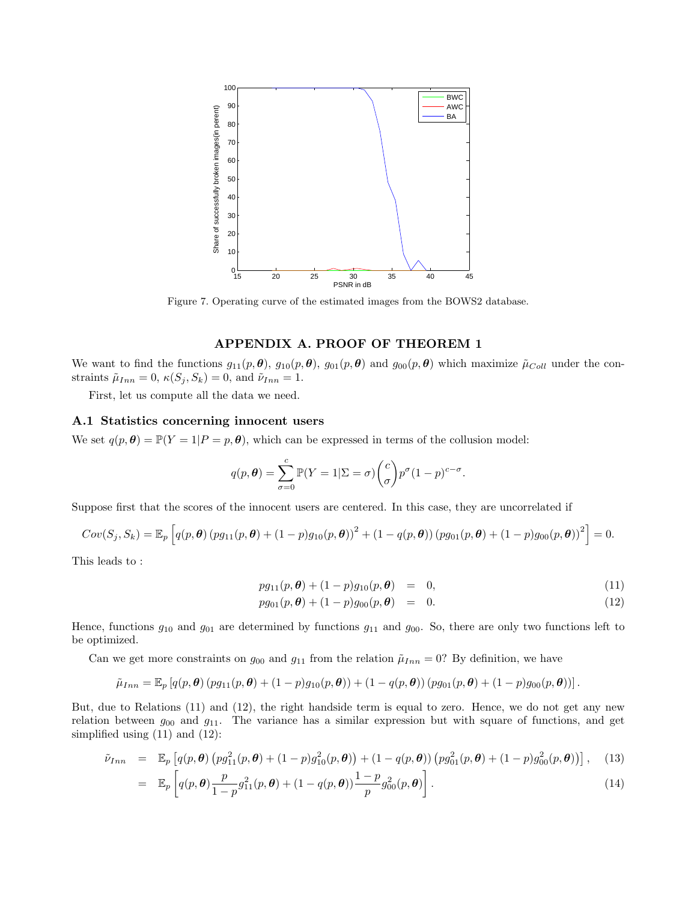Figure 7. Operating curve of the estimated images from the BOWS2 database.

## APPENDIX A. PROOF OF THEOREM 1

We want to find the functions $g_{11}(p,\boldsymbol{\theta})$, $g_{10}(p,\boldsymbol{\theta})$, $g_{01}(p,\boldsymbol{\theta})$ and $g_{00}(p,\boldsymbol{\theta})$ which maximize $\tilde{\mu}_{Coll}$ under the constraints $\tilde{\mu}_{Inn} = 0$, $\kappa(S_j, S_k) = 0$, and $\tilde{\nu}_{Inn} = 1$.

First, let us compute all the data we need.

### A.1 Statistics concerning innocent users

We set $q(p,\boldsymbol{\theta}) = \mathbb{P}(Y = 1|P = p, \boldsymbol{\theta})$, which can be expressed in terms of the collusion model:

$$q(p,\boldsymbol{\theta}) = \sum_{\sigma=0}^{c} \mathbb{P}(Y = 1|\Sigma = \sigma) \binom{c}{\sigma} p^{\sigma}(1-p)^{c-\sigma}.$$

Suppose first that the scores of the innocent users are centered. In this case, they are uncorrelated if

$$Cov(S_j, S_k) = \mathbb{E}_p\left[q(p,\boldsymbol{\theta})\left(pg_{11}(p,\boldsymbol{\theta}) + (1-p)g_{10}(p,\boldsymbol{\theta})\right)^2 + (1-q(p,\boldsymbol{\theta}))\left(pg_{01}(p,\boldsymbol{\theta}) + (1-p)g_{00}(p,\boldsymbol{\theta})\right)^2\right] = 0.$$

This leads to :

$$pg_{11}(p,\boldsymbol{\theta}) + (1-p)g_{10}(p,\boldsymbol{\theta}) = 0, \tag{11}$$

$$pg_{01}(p,\boldsymbol{\theta}) + (1-p)g_{00}(p,\boldsymbol{\theta}) = 0. \tag{12}$$

Hence, functions $g_{10}$ and $g_{01}$ are determined by functions $g_{11}$ and $g_{00}$. So, there are only two functions left to be optimized.

Can we get more constraints on $g_{00}$ and $g_{11}$ from the relation $\tilde{\mu}_{Inn} = 0$? By definition, we have

$$\tilde{\mu}_{Inn} = \mathbb{E}_p\left[q(p,\boldsymbol{\theta})\left(pg_{11}(p,\boldsymbol{\theta}) + (1-p)g_{10}(p,\boldsymbol{\theta})\right) + (1-q(p,\boldsymbol{\theta}))\left(pg_{01}(p,\boldsymbol{\theta}) + (1-p)g_{00}(p,\boldsymbol{\theta})\right)\right].$$

But, due to Relations (11) and (12), the right handside term is equal to zero. Hence, we do not get any new relation between $g_{00}$ and $g_{11}$. The variance has a similar expression but with square of functions, and get simplified using (11) and (12):

$$\tilde{\nu}_{Inn} = \mathbb{E}_p\left[q(p,\boldsymbol{\theta})\left(pg_{11}^2(p,\boldsymbol{\theta}) + (1-p)g_{10}^2(p,\boldsymbol{\theta})\right) + (1-q(p,\boldsymbol{\theta}))\left(pg_{01}^2(p,\boldsymbol{\theta}) + (1-p)g_{00}^2(p,\boldsymbol{\theta})\right)\right], \tag{13}$$

$$= \mathbb{E}_p\left[q(p,\boldsymbol{\theta})\frac{p}{1-p}g_{11}^2(p,\boldsymbol{\theta}) + (1-q(p,\boldsymbol{\theta}))\frac{1-p}{p}g_{00}^2(p,\boldsymbol{\theta})\right]. \tag{14}$$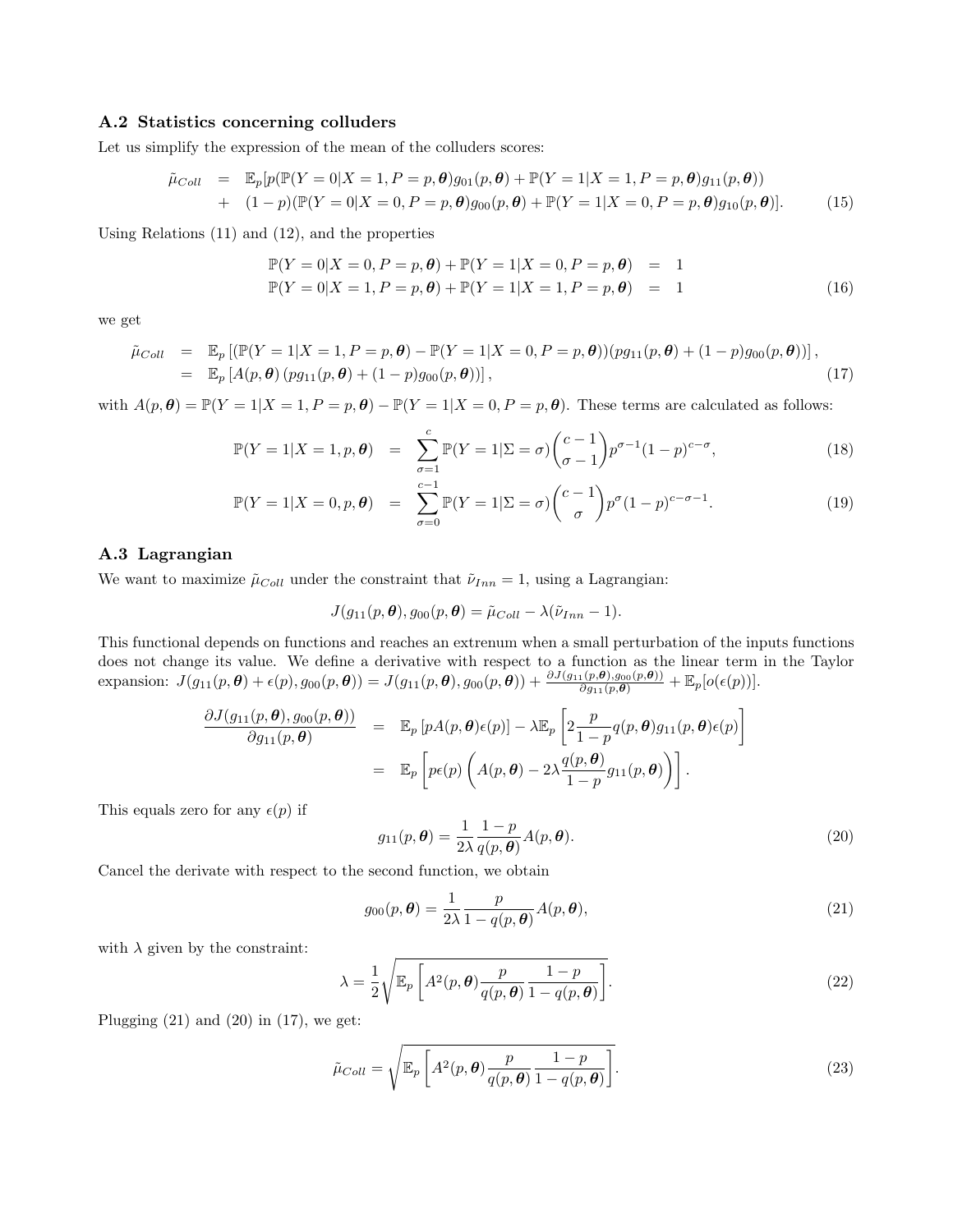### A.2 Statistics concerning colluders

Let us simplify the expression of the mean of the colluders scores:

$$
\begin{aligned}
\tilde{\mu}_{Coll} &= \mathbb{E}_p[p(\mathbb{P}(Y=0|X=1,P=p,\boldsymbol{\theta})g_{01}(p,\boldsymbol{\theta}) + \mathbb{P}(Y=1|X=1,P=p,\boldsymbol{\theta})g_{11}(p,\boldsymbol{\theta})) \\
&+ (1-p)(\mathbb{P}(Y=0|X=0,P=p,\boldsymbol{\theta})g_{00}(p,\boldsymbol{\theta}) + \mathbb{P}(Y=1|X=0,P=p,\boldsymbol{\theta})g_{10}(p,\boldsymbol{\theta})]. \quad (15)
\end{aligned}
$$

Using Relations (11) and (12), and the properties

$$
\begin{aligned}
\mathbb{P}(Y=0|X=0,P=p,\boldsymbol{\theta}) + \mathbb{P}(Y=1|X=0,P=p,\boldsymbol{\theta}) &= 1 \\
\mathbb{P}(Y=0|X=1,P=p,\boldsymbol{\theta}) + \mathbb{P}(Y=1|X=1,P=p,\boldsymbol{\theta}) &= 1 \quad (16)
\end{aligned}
$$

we get

$$
\begin{aligned}
\tilde{\mu}_{Coll} &= \mathbb{E}_p\left[(\mathbb{P}(Y=1|X=1,P=p,\boldsymbol{\theta}) - \mathbb{P}(Y=1|X=0,P=p,\boldsymbol{\theta}))(pg_{11}(p,\boldsymbol{\theta}) + (1-p)g_{00}(p,\boldsymbol{\theta}))\right], \\
&= \mathbb{E}_p\left[A(p,\boldsymbol{\theta})\left(pg_{11}(p,\boldsymbol{\theta}) + (1-p)g_{00}(p,\boldsymbol{\theta})\right)\right], \quad (17)
\end{aligned}
$$

with $A(p,\boldsymbol{\theta}) = \mathbb{P}(Y=1|X=1,P=p,\boldsymbol{\theta}) - \mathbb{P}(Y=1|X=0,P=p,\boldsymbol{\theta})$. These terms are calculated as follows:

$$
\begin{aligned}
\mathbb{P}(Y=1|X=1,p,\boldsymbol{\theta}) &= \sum_{\sigma=1}^{c} \mathbb{P}(Y=1|\Sigma=\sigma)\binom{c-1}{\sigma-1}p^{\sigma-1}(1-p)^{c-\sigma}, \quad (18) \\
\mathbb{P}(Y=1|X=0,p,\boldsymbol{\theta}) &= \sum_{\sigma=0}^{c-1} \mathbb{P}(Y=1|\Sigma=\sigma)\binom{c-1}{\sigma}p^{\sigma}(1-p)^{c-\sigma-1}. \quad (19)
\end{aligned}
$$

### A.3 Lagrangian

We want to maximize $\tilde{\mu}_{Coll}$ under the constraint that $\tilde{\nu}_{Inn} = 1$, using a Lagrangian:

$$
J(g_{11}(p,\boldsymbol{\theta}), g_{00}(p,\boldsymbol{\theta})) = \tilde{\mu}_{Coll} - \lambda(\tilde{\nu}_{Inn} - 1).
$$

This functional depends on functions and reaches an extrenum when a small perturbation of the inputs functions does not change its value. We define a derivative with respect to a function as the linear term in the Taylor expansion: $J(g_{11}(p,\boldsymbol{\theta}) + \epsilon(p), g_{00}(p,\boldsymbol{\theta})) = J(g_{11}(p,\boldsymbol{\theta}), g_{00}(p,\boldsymbol{\theta})) + \frac{\partial J(g_{11}(p,\boldsymbol{\theta}), g_{00}(p,\boldsymbol{\theta}))}{\partial g_{11}(p,\boldsymbol{\theta})} + \mathbb{E}_p[o(\epsilon(p))]$.

$$
\begin{aligned}
\frac{\partial J(g_{11}(p,\boldsymbol{\theta}), g_{00}(p,\boldsymbol{\theta}))}{\partial g_{11}(p,\boldsymbol{\theta})} &= \mathbb{E}_p\left[pA(p,\boldsymbol{\theta})\epsilon(p)\right] - \lambda \mathbb{E}_p\left[2\frac{p}{1-p}q(p,\boldsymbol{\theta})g_{11}(p,\boldsymbol{\theta})\epsilon(p)\right] \\
&= \mathbb{E}_p\left[p\epsilon(p)\left(A(p,\boldsymbol{\theta}) - 2\lambda\frac{q(p,\boldsymbol{\theta})}{1-p}g_{11}(p,\boldsymbol{\theta})\right)\right].
\end{aligned}
$$

This equals zero for any $\epsilon(p)$ if

$$
g_{11}(p,\boldsymbol{\theta}) = \frac{1}{2\lambda}\frac{1-p}{q(p,\boldsymbol{\theta})}A(p,\boldsymbol{\theta}). \quad (20)
$$

Cancel the derivate with respect to the second function, we obtain

$$
g_{00}(p,\boldsymbol{\theta}) = \frac{1}{2\lambda}\frac{p}{1-q(p,\boldsymbol{\theta})}A(p,\boldsymbol{\theta}), \quad (21)
$$

with $\lambda$ given by the constraint:

$$
\lambda = \frac{1}{2}\sqrt{\mathbb{E}_p\left[A^2(p,\boldsymbol{\theta})\frac{p}{q(p,\boldsymbol{\theta})}\frac{1-p}{1-q(p,\boldsymbol{\theta})}\right]}. \quad (22)
$$

Plugging (21) and (20) in (17), we get:

$$
\tilde{\mu}_{Coll} = \sqrt{\mathbb{E}_p\left[A^2(p,\boldsymbol{\theta})\frac{p}{q(p,\boldsymbol{\theta})}\frac{1-p}{1-q(p,\boldsymbol{\theta})}\right]}. \quad (23)
$$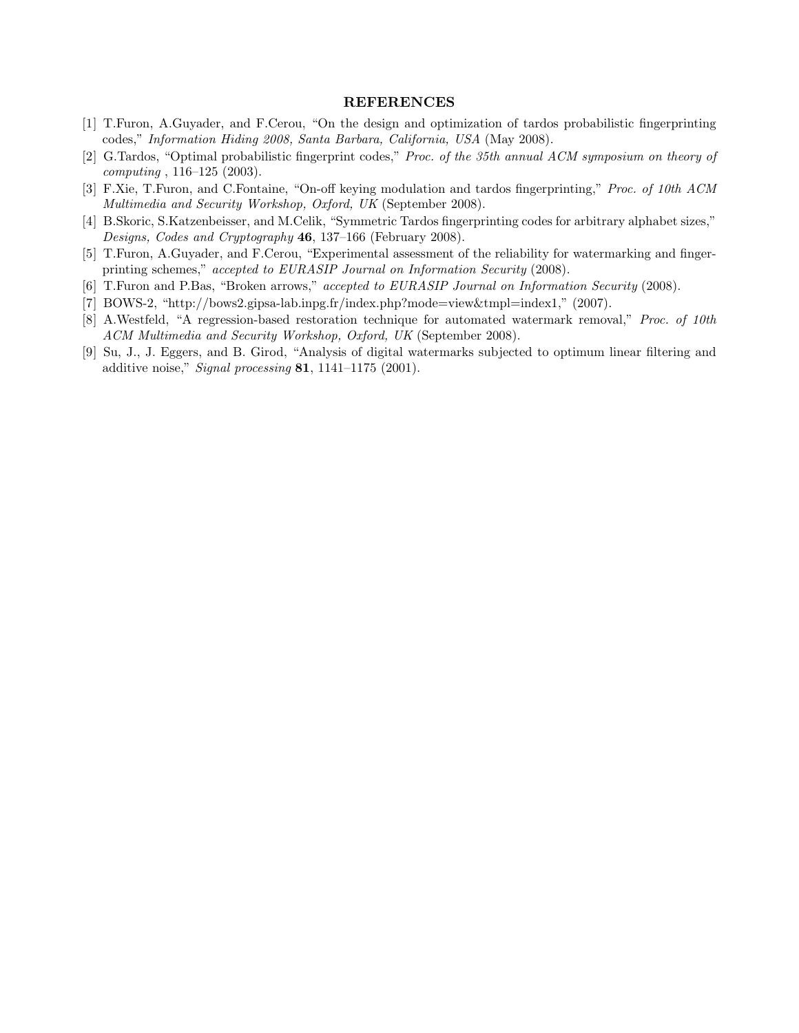## REFERENCES

[1] T.Furon, A.Guyader, and F.Cerou, "On the design and optimization of tardos probabilistic fingerprinting codes," *Information Hiding 2008, Santa Barbara, California, USA* (May 2008).

[2] G.Tardos, "Optimal probabilistic fingerprint codes," *Proc. of the 35th annual ACM symposium on theory of computing* , 116–125 (2003).

[3] F.Xie, T.Furon, and C.Fontaine, "On-off keying modulation and tardos fingerprinting," *Proc. of 10th ACM Multimedia and Security Workshop, Oxford, UK* (September 2008).

[4] B.Skoric, S.Katzenbeisser, and M.Celik, "Symmetric Tardos fingerprinting codes for arbitrary alphabet sizes," *Designs, Codes and Cryptography* **46**, 137–166 (February 2008).

[5] T.Furon, A.Guyader, and F.Cerou, "Experimental assessment of the reliability for watermarking and fingerprinting schemes," *accepted to EURASIP Journal on Information Security* (2008).

[6] T.Furon and P.Bas, "Broken arrows," *accepted to EURASIP Journal on Information Security* (2008).

[7] BOWS-2, "http://bows2.gipsa-lab.inpg.fr/index.php?mode=view&tmpl=index1," (2007).

[8] A.Westfeld, "A regression-based restoration technique for automated watermark removal," *Proc. of 10th ACM Multimedia and Security Workshop, Oxford, UK* (September 2008).

[9] Su, J., J. Eggers, and B. Girod, "Analysis of digital watermarks subjected to optimum linear filtering and additive noise," *Signal processing* **81**, 1141–1175 (2001).